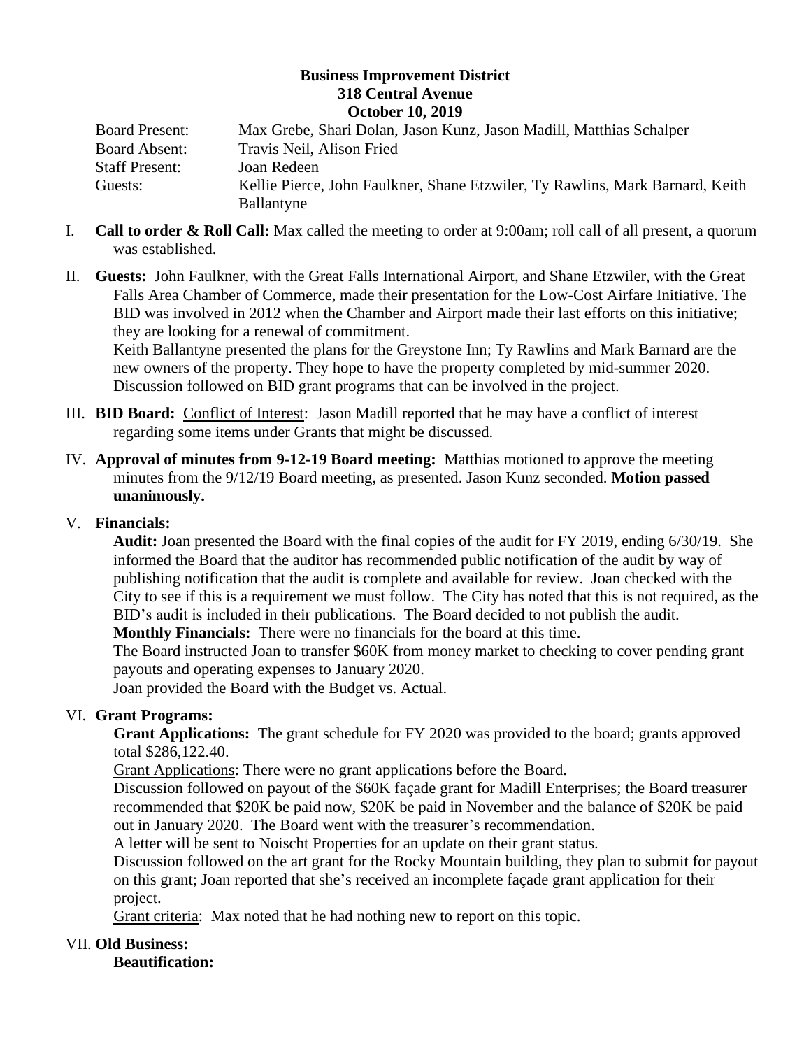**Business Improvement District**
**318 Central Avenue**
**October 10, 2019**

| | |
|---|---|
| Board Present: | Max Grebe, Shari Dolan, Jason Kunz, Jason Madill, Matthias Schalper |
| Board Absent: | Travis Neil, Alison Fried |
| Staff Present: | Joan Redeen |
| Guests: | Kellie Pierce, John Faulkner, Shane Etzwiler, Ty Rawlins, Mark Barnard, Keith Ballantyne |

I. **Call to order & Roll Call:** Max called the meeting to order at 9:00am; roll call of all present, a quorum was established.

II. **Guests:** John Faulkner, with the Great Falls International Airport, and Shane Etzwiler, with the Great Falls Area Chamber of Commerce, made their presentation for the Low-Cost Airfare Initiative. The BID was involved in 2012 when the Chamber and Airport made their last efforts on this initiative; they are looking for a renewal of commitment.
Keith Ballantyne presented the plans for the Greystone Inn; Ty Rawlins and Mark Barnard are the new owners of the property. They hope to have the property completed by mid-summer 2020. Discussion followed on BID grant programs that can be involved in the project.

III. **BID Board:** Conflict of Interest: Jason Madill reported that he may have a conflict of interest regarding some items under Grants that might be discussed.

IV. **Approval of minutes from 9-12-19 Board meeting:** Matthias motioned to approve the meeting minutes from the 9/12/19 Board meeting, as presented. Jason Kunz seconded. **Motion passed unanimously.**

V. **Financials:**

**Audit:** Joan presented the Board with the final copies of the audit for FY 2019, ending 6/30/19. She informed the Board that the auditor has recommended public notification of the audit by way of publishing notification that the audit is complete and available for review. Joan checked with the City to see if this is a requirement we must follow. The City has noted that this is not required, as the BID's audit is included in their publications. The Board decided to not publish the audit.

**Monthly Financials:** There were no financials for the board at this time.

The Board instructed Joan to transfer $60K from money market to checking to cover pending grant payouts and operating expenses to January 2020.

Joan provided the Board with the Budget vs. Actual.

VI. **Grant Programs:**

**Grant Applications:** The grant schedule for FY 2020 was provided to the board; grants approved total $286,122.40.

Grant Applications: There were no grant applications before the Board.

Discussion followed on payout of the $60K façade grant for Madill Enterprises; the Board treasurer recommended that $20K be paid now, $20K be paid in November and the balance of $20K be paid out in January 2020. The Board went with the treasurer's recommendation.

A letter will be sent to Noischt Properties for an update on their grant status.

Discussion followed on the art grant for the Rocky Mountain building, they plan to submit for payout on this grant; Joan reported that she's received an incomplete façade grant application for their project.

Grant criteria: Max noted that he had nothing new to report on this topic.

VII. **Old Business:**

**Beautification:**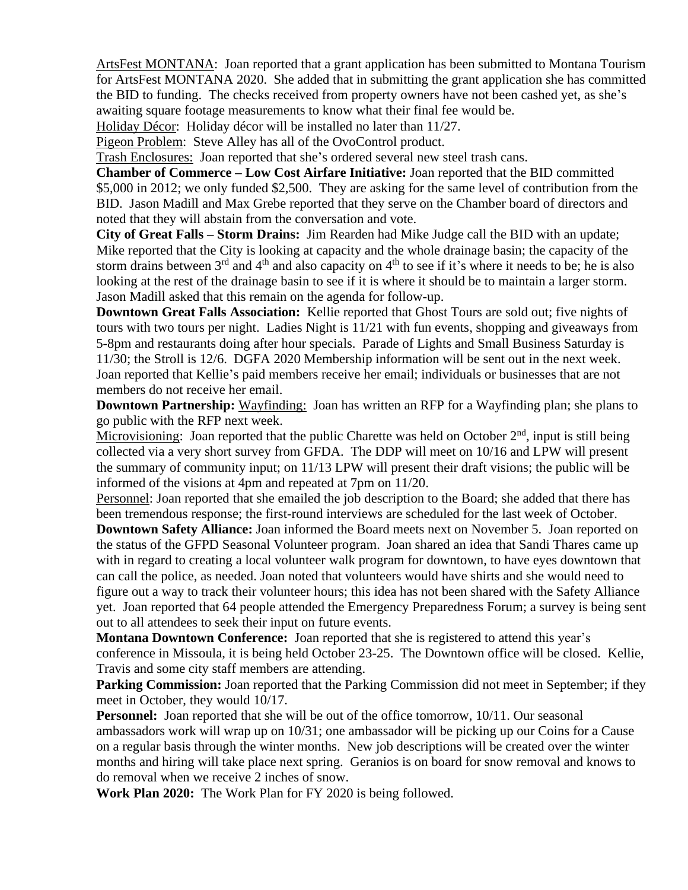ArtsFest MONTANA: Joan reported that a grant application has been submitted to Montana Tourism for ArtsFest MONTANA 2020. She added that in submitting the grant application she has committed the BID to funding. The checks received from property owners have not been cashed yet, as she's awaiting square footage measurements to know what their final fee would be.

Holiday Décor: Holiday décor will be installed no later than 11/27.

Pigeon Problem: Steve Alley has all of the OvoControl product.

Trash Enclosures: Joan reported that she's ordered several new steel trash cans.

**Chamber of Commerce – Low Cost Airfare Initiative:** Joan reported that the BID committed $5,000 in 2012; we only funded $2,500. They are asking for the same level of contribution from the BID. Jason Madill and Max Grebe reported that they serve on the Chamber board of directors and noted that they will abstain from the conversation and vote.

**City of Great Falls – Storm Drains:** Jim Rearden had Mike Judge call the BID with an update; Mike reported that the City is looking at capacity and the whole drainage basin; the capacity of the storm drains between 3rd and 4th and also capacity on 4th to see if it's where it needs to be; he is also looking at the rest of the drainage basin to see if it is where it should be to maintain a larger storm. Jason Madill asked that this remain on the agenda for follow-up.

**Downtown Great Falls Association:** Kellie reported that Ghost Tours are sold out; five nights of tours with two tours per night. Ladies Night is 11/21 with fun events, shopping and giveaways from 5-8pm and restaurants doing after hour specials. Parade of Lights and Small Business Saturday is 11/30; the Stroll is 12/6. DGFA 2020 Membership information will be sent out in the next week. Joan reported that Kellie's paid members receive her email; individuals or businesses that are not members do not receive her email.

**Downtown Partnership:** Wayfinding: Joan has written an RFP for a Wayfinding plan; she plans to go public with the RFP next week.

Microvisioning: Joan reported that the public Charette was held on October 2nd, input is still being collected via a very short survey from GFDA. The DDP will meet on 10/16 and LPW will present the summary of community input; on 11/13 LPW will present their draft visions; the public will be informed of the visions at 4pm and repeated at 7pm on 11/20.

Personnel: Joan reported that she emailed the job description to the Board; she added that there has been tremendous response; the first-round interviews are scheduled for the last week of October.

**Downtown Safety Alliance:** Joan informed the Board meets next on November 5. Joan reported on the status of the GFPD Seasonal Volunteer program. Joan shared an idea that Sandi Thares came up with in regard to creating a local volunteer walk program for downtown, to have eyes downtown that can call the police, as needed. Joan noted that volunteers would have shirts and she would need to figure out a way to track their volunteer hours; this idea has not been shared with the Safety Alliance yet. Joan reported that 64 people attended the Emergency Preparedness Forum; a survey is being sent out to all attendees to seek their input on future events.

**Montana Downtown Conference:** Joan reported that she is registered to attend this year's conference in Missoula, it is being held October 23-25. The Downtown office will be closed. Kellie, Travis and some city staff members are attending.

**Parking Commission:** Joan reported that the Parking Commission did not meet in September; if they meet in October, they would 10/17.

**Personnel:** Joan reported that she will be out of the office tomorrow, 10/11. Our seasonal ambassadors work will wrap up on 10/31; one ambassador will be picking up our Coins for a Cause on a regular basis through the winter months. New job descriptions will be created over the winter months and hiring will take place next spring. Geranios is on board for snow removal and knows to do removal when we receive 2 inches of snow.

**Work Plan 2020:** The Work Plan for FY 2020 is being followed.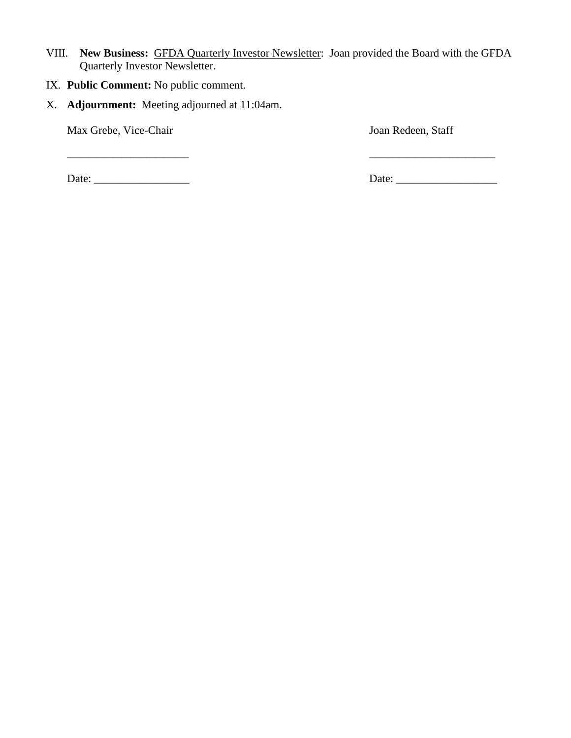VIII. **New Business:** GFDA Quarterly Investor Newsletter: Joan provided the Board with the GFDA Quarterly Investor Newsletter.

IX. **Public Comment:** No public comment.

X. **Adjournment:** Meeting adjourned at 11:04am.

| | |
|---|---|
| Max Grebe, Vice-Chair | Joan Redeen, Staff |
| ______________________ | ______________________ |
| Date: _________________ | Date: __________________ |